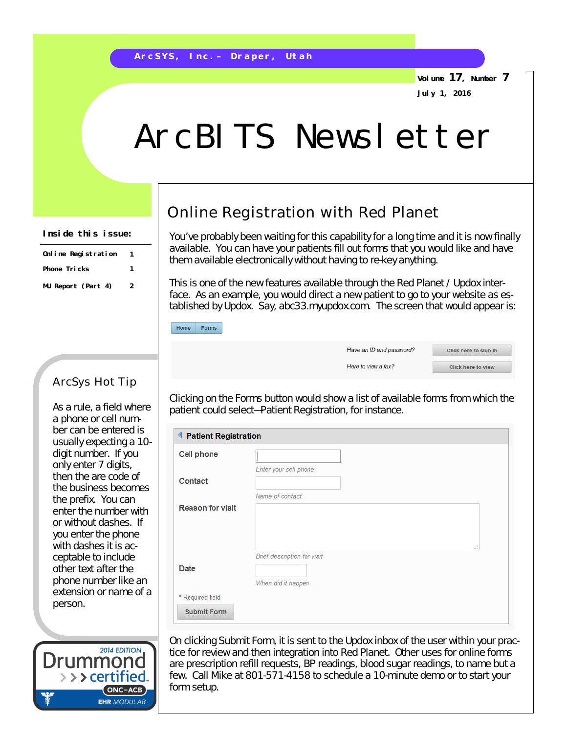ArcSYS, Inc. – Draper, Utah

Volume 17, Number 7

July 1, 2016

# ArcBITS Newsletter

**Inside this issue:**

| | |
|---|---|
| Online Registration | 1 |
| Phone Tricks | 1 |
| MU Report (Part 4) | 2 |

## Online Registration with Red Planet

You've probably been waiting for this capability for a long time and it is now finally available. You can have your patients fill out forms that you would like and have them available electronically without having to re-key anything.

This is one of the new features available through the Red Planet / Updox interface. As an example, you would direct a new patient to go to your website as established by Updox. Say, abc33.myupdox.com. The screen that would appear is:

Home | Forms

Have an ID and password? — Click here to sign in

Here to view a fax? — Click here to view

Clicking on the Forms button would show a list of available forms from which the patient could select—Patient Registration, for instance.

**Patient Registration**

- Cell phone — *Enter your cell phone*
- Contact — *Name of contact*
- Reason for visit — *Brief description for visit*
- Date — *When did it happen*

\* Required field

Submit Form

On clicking Submit Form, it is sent to the Updox inbox of the user within your practice for review and then integration into Red Planet. Other uses for online forms are prescription refill requests, BP readings, blood sugar readings, to name but a few. Call Mike at 801-571-4158 to schedule a 10-minute demo or to start your form setup.

## ArcSys Hot Tip

As a rule, a field where a phone or cell number can be entered is usually expecting a 10-digit number. If you only enter 7 digits, then the are code of the business becomes the prefix. You can enter the number with or without dashes. If you enter the phone with dashes it is acceptable to include other text after the phone number like an extension or name of a person.

2014 EDITION Drummond certified ONC-ACB EHR MODULAR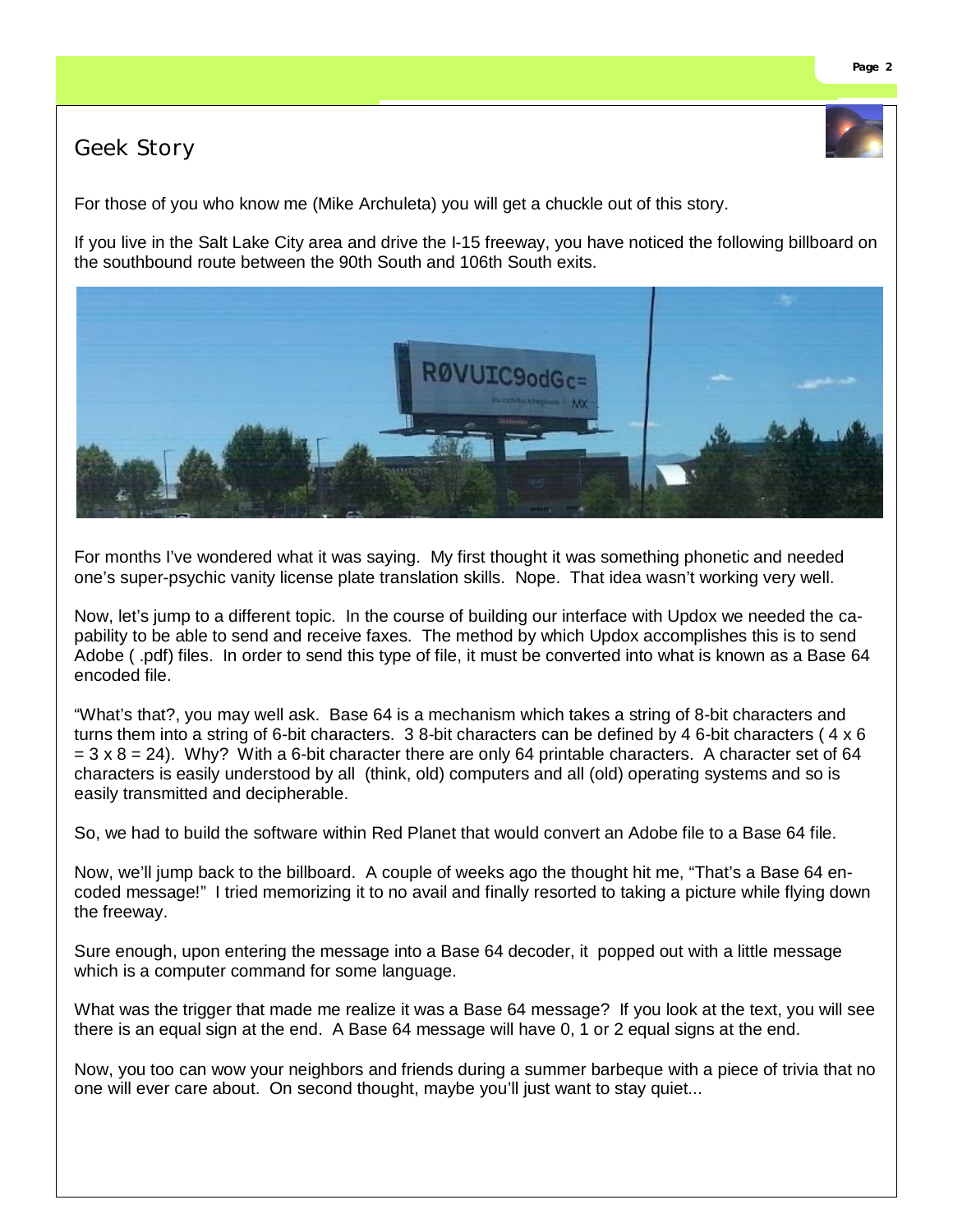## Geek Story

For those of you who know me (Mike Archuleta) you will get a chuckle out of this story.

If you live in the Salt Lake City area and drive the I-15 freeway, you have noticed the following billboard on the southbound route between the 90th South and 106th South exits.

For months I've wondered what it was saying. My first thought it was something phonetic and needed one's super-psychic vanity license plate translation skills. Nope. That idea wasn't working very well.

Now, let's jump to a different topic. In the course of building our interface with Updox we needed the capability to be able to send and receive faxes. The method by which Updox accomplishes this is to send Adobe ( .pdf) files. In order to send this type of file, it must be converted into what is known as a Base 64 encoded file.

"What's that?, you may well ask. Base 64 is a mechanism which takes a string of 8-bit characters and turns them into a string of 6-bit characters. 3 8-bit characters can be defined by 4 6-bit characters ( 4 x 6 = 3 x 8 = 24). Why? With a 6-bit character there are only 64 printable characters. A character set of 64 characters is easily understood by all (think, old) computers and all (old) operating systems and so is easily transmitted and decipherable.

So, we had to build the software within Red Planet that would convert an Adobe file to a Base 64 file.

Now, we'll jump back to the billboard. A couple of weeks ago the thought hit me, "That's a Base 64 encoded message!" I tried memorizing it to no avail and finally resorted to taking a picture while flying down the freeway.

Sure enough, upon entering the message into a Base 64 decoder, it popped out with a little message which is a computer command for some language.

What was the trigger that made me realize it was a Base 64 message? If you look at the text, you will see there is an equal sign at the end. A Base 64 message will have 0, 1 or 2 equal signs at the end.

Now, you too can wow your neighbors and friends during a summer barbeque with a piece of trivia that no one will ever care about. On second thought, maybe you'll just want to stay quiet...